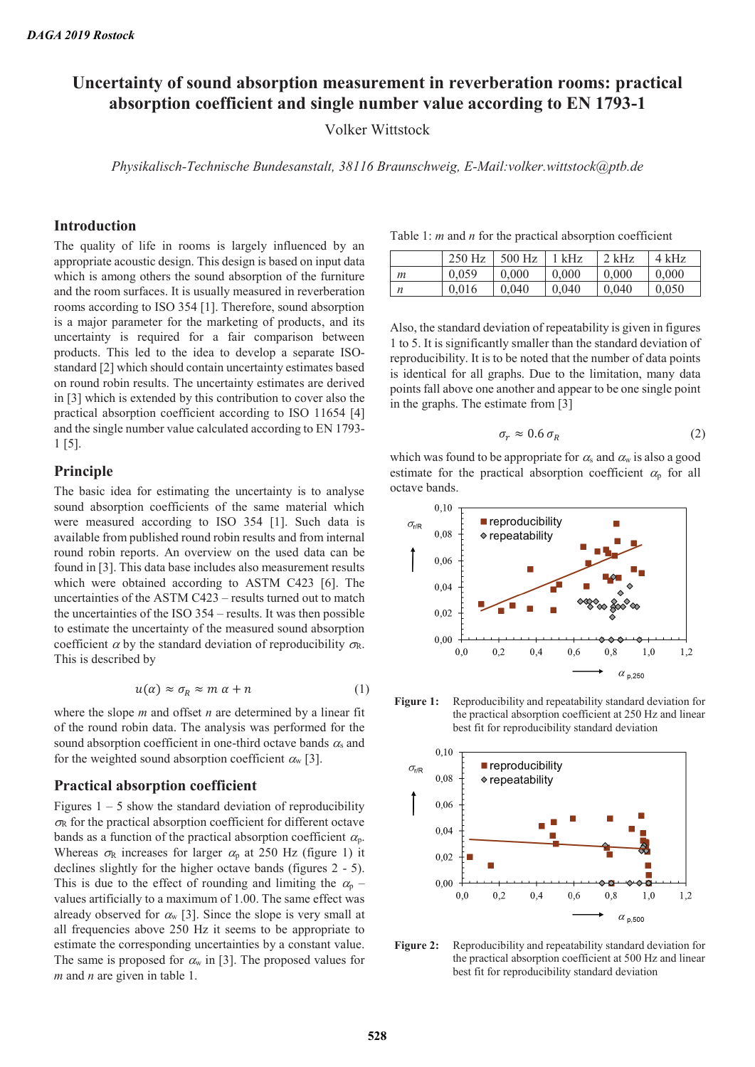# Uncertainty of sound absorption measurement in reverberation rooms: practical absorption coefficient and single number value according to EN 1793-1

Volker Wittstock

*Physikalisch-Technische Bundesanstalt, 38116 Braunschweig, E-Mail:volker.wittstock@ptb.de*

## Introduction

The quality of life in rooms is largely influenced by an appropriate acoustic design. This design is based on input data which is among others the sound absorption of the furniture and the room surfaces. It is usually measured in reverberation rooms according to ISO 354 [1]. Therefore, sound absorption is a major parameter for the marketing of products, and its uncertainty is required for a fair comparison between products. This led to the idea to develop a separate ISO-standard [2] which should contain uncertainty estimates based on round robin results. The uncertainty estimates are derived in [3] which is extended by this contribution to cover also the practical absorption coefficient according to ISO 11654 [4] and the single number value calculated according to EN 1793-1 [5].

## Principle

The basic idea for estimating the uncertainty is to analyse sound absorption coefficients of the same material which were measured according to ISO 354 [1]. Such data is available from published round robin results and from internal round robin reports. An overview on the used data can be found in [3]. This data base includes also measurement results which were obtained according to ASTM C423 [6]. The uncertainties of the ASTM C423 – results turned out to match the uncertainties of the ISO 354 – results. It was then possible to estimate the uncertainty of the measured sound absorption coefficient $\alpha$ by the standard deviation of reproducibility $\sigma_R$. This is described by

$$u(\alpha) \approx \sigma_R \approx m\,\alpha + n \tag{1}$$

where the slope $m$ and offset $n$ are determined by a linear fit of the round robin data. The analysis was performed for the sound absorption coefficient in one-third octave bands $\alpha_s$ and for the weighted sound absorption coefficient $\alpha_w$ [3].

## Practical absorption coefficient

Figures 1 – 5 show the standard deviation of reproducibility $\sigma_R$ for the practical absorption coefficient for different octave bands as a function of the practical absorption coefficient $\alpha_p$. Whereas $\sigma_R$ increases for larger $\alpha_p$ at 250 Hz (figure 1) it declines slightly for the higher octave bands (figures 2 - 5). This is due to the effect of rounding and limiting the $\alpha_p$ – values artificially to a maximum of 1.00. The same effect was already observed for $\alpha_w$ [3]. Since the slope is very small at all frequencies above 250 Hz it seems to be appropriate to estimate the corresponding uncertainties by a constant value. The same is proposed for $\alpha_w$ in [3]. The proposed values for $m$ and $n$ are given in table 1.

Table 1: $m$ and $n$ for the practical absorption coefficient

| | 250 Hz | 500 Hz | 1 kHz | 2 kHz | 4 kHz |
|---|---|---|---|---|---|
| $m$ | 0,059 | 0,000 | 0,000 | 0,000 | 0,000 |
| $n$ | 0,016 | 0,040 | 0,040 | 0,040 | 0,050 |

Also, the standard deviation of repeatability is given in figures 1 to 5. It is significantly smaller than the standard deviation of reproducibility. It is to be noted that the number of data points is identical for all graphs. Due to the limitation, many data points fall above one another and appear to be one single point in the graphs. The estimate from [3]

$$\sigma_r \approx 0.6\,\sigma_R \tag{2}$$

which was found to be appropriate for $\alpha_s$ and $\alpha_w$ is also a good estimate for the practical absorption coefficient $\alpha_p$ for all octave bands.

**Figure 1:** Reproducibility and repeatability standard deviation for the practical absorption coefficient at 250 Hz and linear best fit for reproducibility standard deviation

**Figure 2:** Reproducibility and repeatability standard deviation for the practical absorption coefficient at 500 Hz and linear best fit for reproducibility standard deviation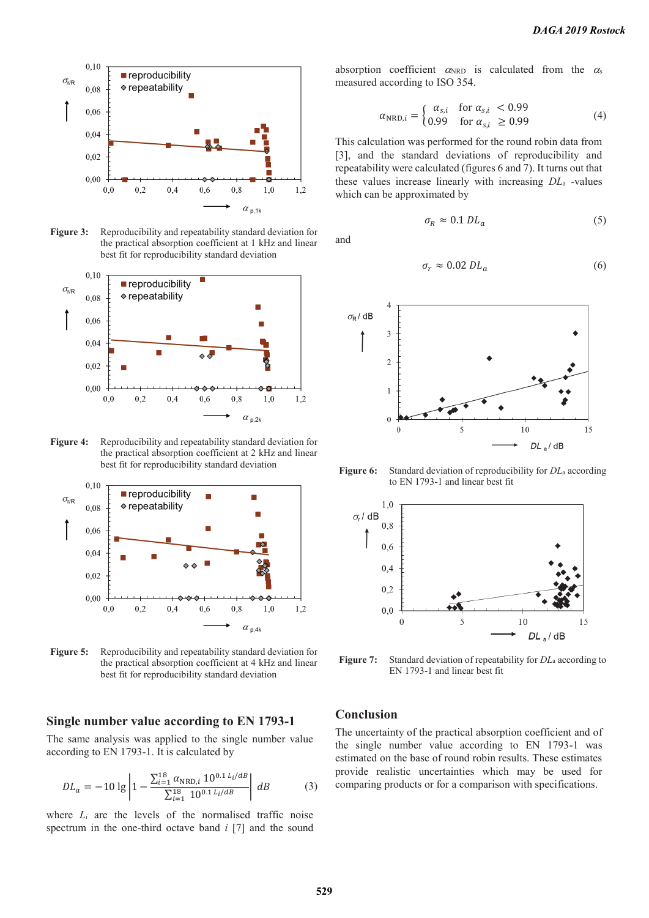Figure 3: Reproducibility and repeatability standard deviation for the practical absorption coefficient at 1 kHz and linear best fit for reproducibility standard deviation

Figure 4: Reproducibility and repeatability standard deviation for the practical absorption coefficient at 2 kHz and linear best fit for reproducibility standard deviation

Figure 5: Reproducibility and repeatability standard deviation for the practical absorption coefficient at 4 kHz and linear best fit for reproducibility standard deviation

## Single number value according to EN 1793-1

The same analysis was applied to the single number value according to EN 1793-1. It is calculated by

$$DL_a = -10 \lg \left| 1 - \frac{\sum_{i=1}^{18} \alpha_{\mathrm{NRD},i}\, 10^{0.1\, L_i/dB}}{\sum_{i=1}^{18} 10^{0.1\, L_i/dB}} \right| dB \qquad (3)$$

where $L_i$ are the levels of the normalised traffic noise spectrum in the one-third octave band $i$ [7] and the sound absorption coefficient $\alpha_{\mathrm{NRD}}$ is calculated from the $\alpha_s$ measured according to ISO 354.

$$\alpha_{\mathrm{NRD},i} = \begin{cases} \alpha_{s,i} & \text{for } \alpha_{s,i} < 0.99 \\ 0.99 & \text{for } \alpha_{s,i} \geq 0.99 \end{cases} \qquad (4)$$

This calculation was performed for the round robin data from [3], and the standard deviations of reproducibility and repeatability were calculated (figures 6 and 7). It turns out that these values increase linearly with increasing $DL_a$ -values which can be approximated by

$$\sigma_R \approx 0.1\, DL_a \qquad (5)$$

and

$$\sigma_r \approx 0.02\, DL_a \qquad (6)$$

Figure 6: Standard deviation of reproducibility for $DL_a$ according to EN 1793-1 and linear best fit

Figure 7: Standard deviation of repeatability for $DL_a$ according to EN 1793-1 and linear best fit

## Conclusion

The uncertainty of the practical absorption coefficient and of the single number value according to EN 1793-1 was estimated on the base of round robin results. These estimates provide realistic uncertainties which may be used for comparing products or for a comparison with specifications.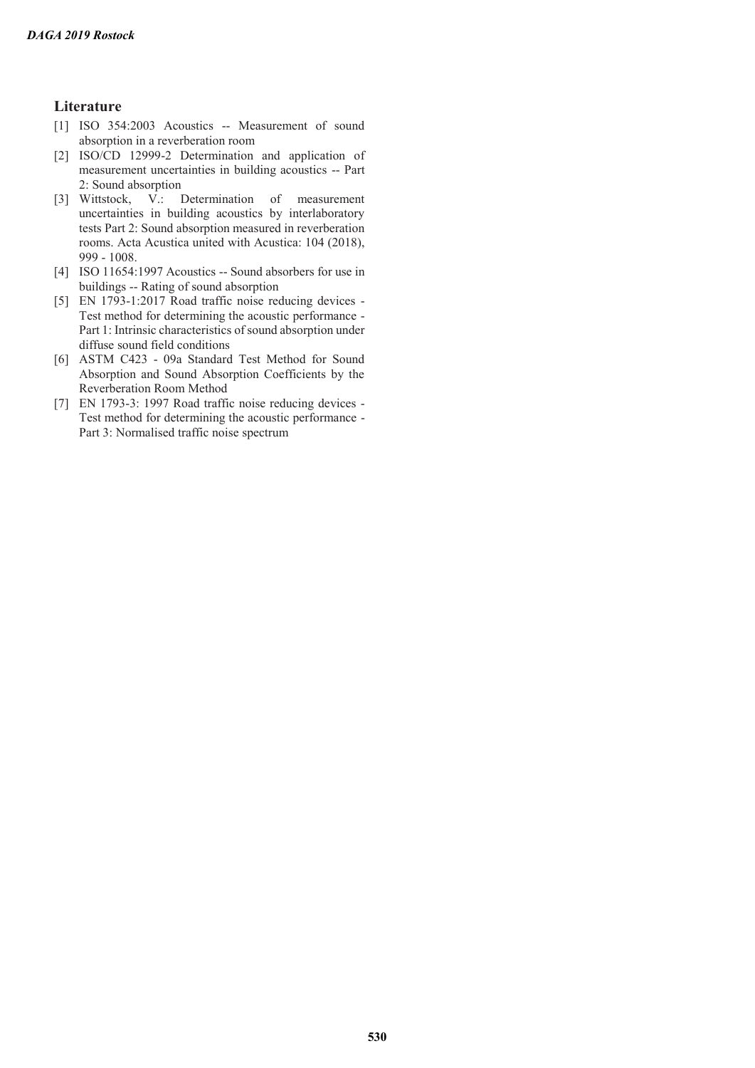## Literature

[1] ISO 354:2003 Acoustics -- Measurement of sound absorption in a reverberation room

[2] ISO/CD 12999-2 Determination and application of measurement uncertainties in building acoustics -- Part 2: Sound absorption

[3] Wittstock, V.: Determination of measurement uncertainties in building acoustics by interlaboratory tests Part 2: Sound absorption measured in reverberation rooms. Acta Acustica united with Acustica: 104 (2018), 999 - 1008.

[4] ISO 11654:1997 Acoustics -- Sound absorbers for use in buildings -- Rating of sound absorption

[5] EN 1793-1:2017 Road traffic noise reducing devices - Test method for determining the acoustic performance - Part 1: Intrinsic characteristics of sound absorption under diffuse sound field conditions

[6] ASTM C423 - 09a Standard Test Method for Sound Absorption and Sound Absorption Coefficients by the Reverberation Room Method

[7] EN 1793-3: 1997 Road traffic noise reducing devices - Test method for determining the acoustic performance - Part 3: Normalised traffic noise spectrum